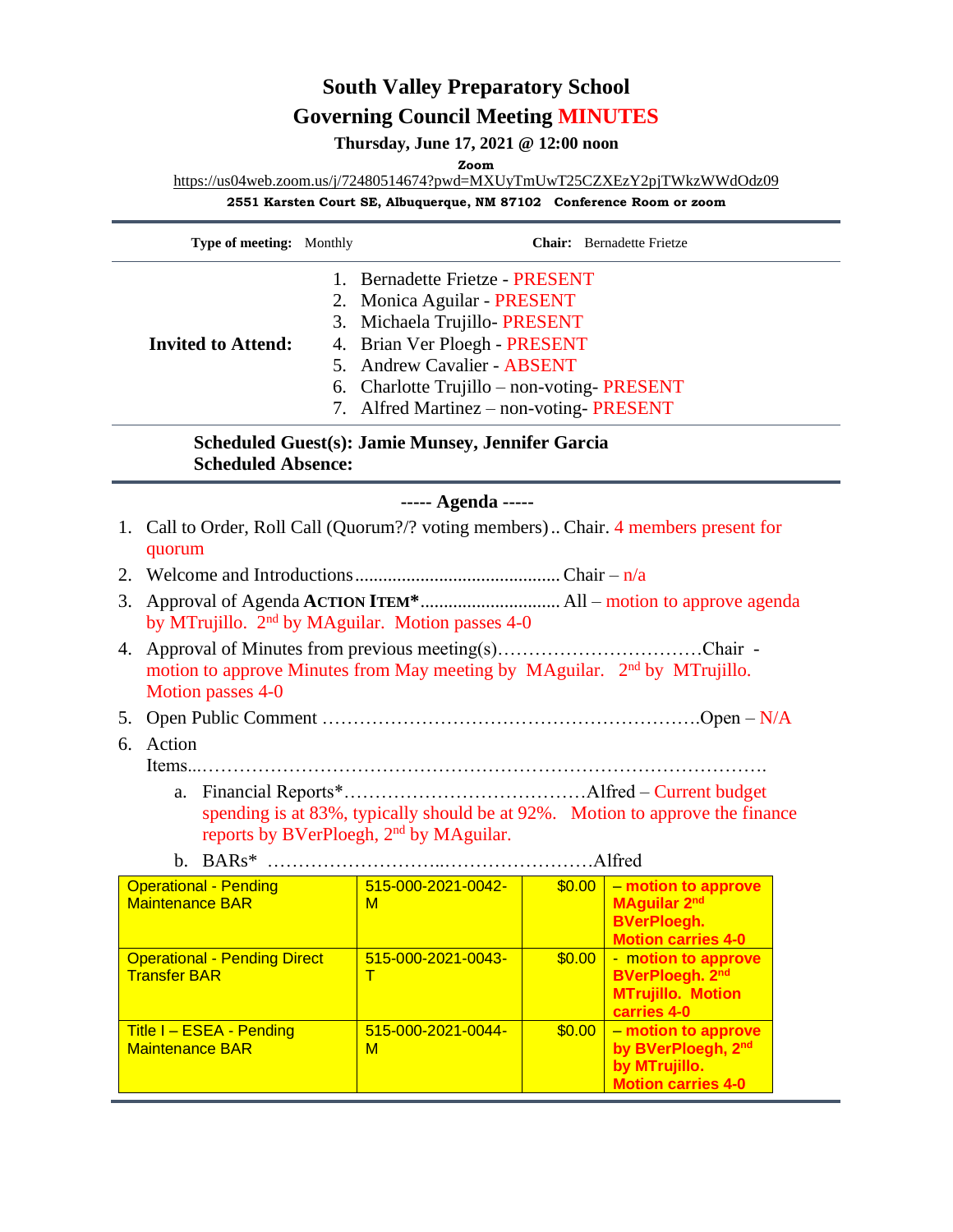# South Valley Preparatory School

## Governing Council Meeting MINUTES

**Thursday, June 17, 2021 @ 12:00 noon**

**Zoom**

https://us04web.zoom.us/j/72480514674?pwd=MXUyTmUwT25CZXEzY2pjTWkzWWdOdz09

**2551 Karsten Court SE, Albuquerque, NM 87102 Conference Room or zoom**

**Type of meeting:** Monthly | **Chair:** Bernadette Frietze

**Invited to Attend:**

1. Bernadette Frietze - PRESENT
2. Monica Aguilar - PRESENT
3. Michaela Trujillo- PRESENT
4. Brian Ver Ploegh - PRESENT
5. Andrew Cavalier - ABSENT
6. Charlotte Trujillo – non-voting- PRESENT
7. Alfred Martinez – non-voting- PRESENT

**Scheduled Guest(s): Jamie Munsey, Jennifer Garcia**
**Scheduled Absence:**

**----- Agenda -----**

1. Call to Order, Roll Call (Quorum?/? voting members) .. Chair. 4 members present for quorum
2. Welcome and Introductions ............................................ Chair – n/a
3. Approval of Agenda **ACTION ITEM*** .............................. All – motion to approve agenda by MTrujillo. 2nd by MAguilar. Motion passes 4-0
4. Approval of Minutes from previous meeting(s)……………………………Chair - motion to approve Minutes from May meeting by MAguilar. 2nd by MTrujillo. Motion passes 4-0
5. Open Public Comment ……………………………………………………Open – N/A
6. Action Items...………………………………………………………………………….
   a. Financial Reports*…………………………………Alfred – Current budget spending is at 83%, typically should be at 92%. Motion to approve the finance reports by BVerPloegh, 2nd by MAguilar.
   b. BARs* ……………………...……………………Alfred

| | | | |
|---|---|---|---|
| Operational - Pending Maintenance BAR | 515-000-2021-0042-M | $0.00 | **– motion to approve MAguilar 2nd BVerPloegh. Motion carries 4-0** |
| Operational - Pending Direct Transfer BAR | 515-000-2021-0043-T | $0.00 | **- motion to approve BVerPloegh. 2nd MTrujillo. Motion carries 4-0** |
| Title I – ESEA - Pending Maintenance BAR | 515-000-2021-0044-M | $0.00 | **– motion to approve by BVerPloegh, 2nd by MTrujillo. Motion carries 4-0** |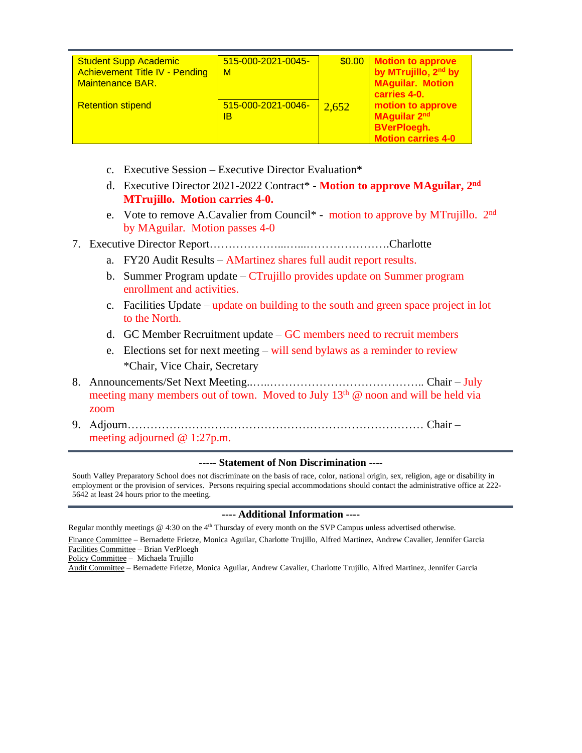| | | | |
|---|---|---|---|
| Student Supp Academic Achievement Title IV - Pending Maintenance BAR. | 515-000-2021-0045-M | $0.00 | **Motion to approve by MTrujillo, 2nd by MAguilar. Motion carries 4-0.** |
| Retention stipend | 515-000-2021-0046-IB | 2,652 | **motion to approve MAguilar 2nd BVerPloegh. Motion carries 4-0** |

c. Executive Session – Executive Director Evaluation*

d. Executive Director 2021-2022 Contract* - **Motion to approve MAguilar, 2nd MTrujillo. Motion carries 4-0.**

e. Vote to remove A.Cavalier from Council* - motion to approve by MTrujillo. 2nd by MAguilar. Motion passes 4-0

7. Executive Director Report………………...…...………………….Charlotte
   a. FY20 Audit Results – AMartinez shares full audit report results.
   b. Summer Program update – CTrujillo provides update on Summer program enrollment and activities.
   c. Facilities Update – update on building to the south and green space project in lot to the North.
   d. GC Member Recruitment update – GC members need to recruit members
   e. Elections set for next meeting – will send bylaws as a reminder to review
      *Chair, Vice Chair, Secretary
8. Announcements/Set Next Meeting..…..………………………………….. Chair – July meeting many members out of town. Moved to July 13th @ noon and will be held via zoom
9. Adjourn…………………………………………………………………… Chair – meeting adjourned @ 1:27p.m.

**----- Statement of Non Discrimination ----**

South Valley Preparatory School does not discriminate on the basis of race, color, national origin, sex, religion, age or disability in employment or the provision of services. Persons requiring special accommodations should contact the administrative office at 222-5642 at least 24 hours prior to the meeting.

**---- Additional Information ----**

Regular monthly meetings @ 4:30 on the 4th Thursday of every month on the SVP Campus unless advertised otherwise.

Finance Committee – Bernadette Frietze, Monica Aguilar, Charlotte Trujillo, Alfred Martinez, Andrew Cavalier, Jennifer Garcia
Facilities Committee – Brian VerPloegh
Policy Committee – Michaela Trujillo
Audit Committee – Bernadette Frietze, Monica Aguilar, Andrew Cavalier, Charlotte Trujillo, Alfred Martinez, Jennifer Garcia